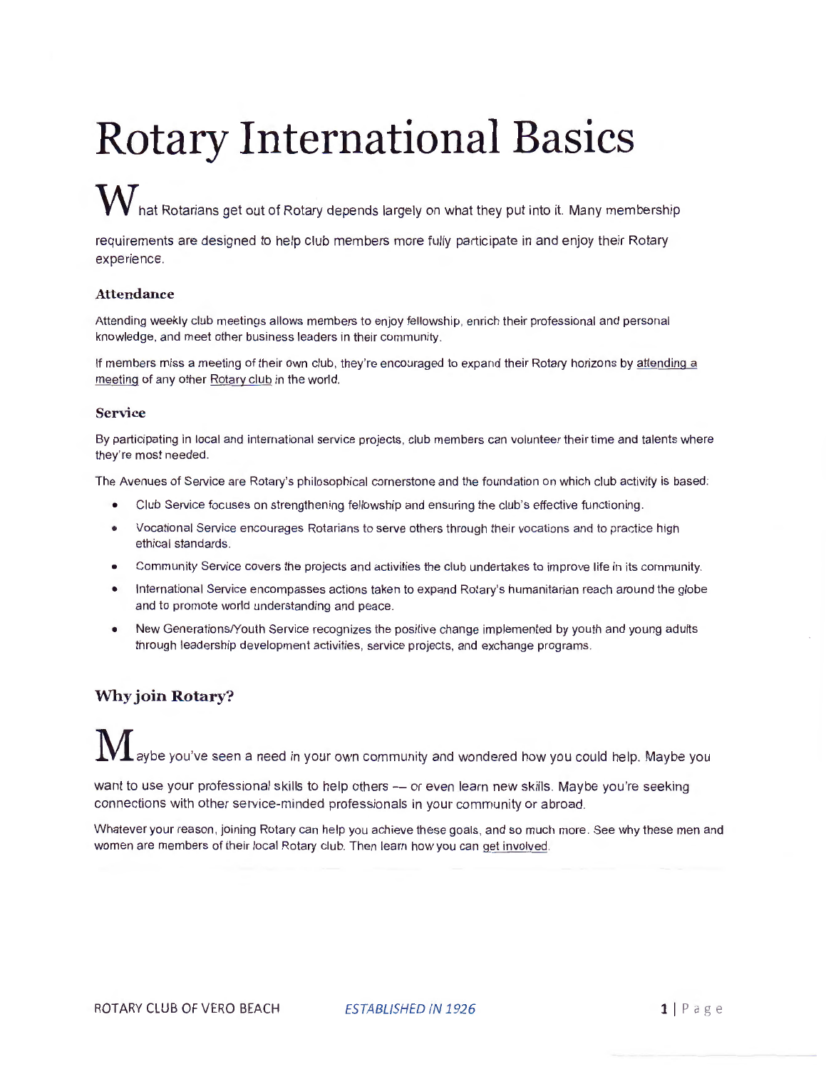# Rotary International Basics

What Rotarians get out of Rotary depends largely on what they put into it. Many membership requirements are designed to help club members more fully participate in and enjoy their Rotary experience.

### Attendance

Attending weekly club meetings allows members to enjoy fellowship, enrich their professional and personal knowledge, and meet other business leaders in their community.

If members miss a meeting of their own club, they're encouraged to expand their Rotary horizons by attending a meeting of any other Rotary club in the world.

### Service

By participating in local and international service projects, club members can volunteer their time and talents where they're most needed.

The Avenues of Service are Rotary's philosophical cornerstone and the foundation on which club activity is based:

- Club Service focuses on strengthening fellowship and ensuring the club's effective functioning.
- Vocational Service encourages Rotarians to serve others through their vocations and to practice high ethical standards.
- Community Service covers the projects and activities the club undertakes to improve life in its community.
- International Service encompasses actions taken to expand Rotary's humanitarian reach around the globe and to promote world understanding and peace.
- New Generations/Youth Service recognizes the positive change implemented by youth and young adults through leadership development activities, service projects, and exchange programs.

## Why join Rotary?

Maybe you've seen a need in your own community and wondered how you could help. Maybe you want to use your professional skills to help others -- or even learn new skills. Maybe you're seeking connections with other service-minded professionals in your community or abroad.

Whatever your reason, joining Rotary can help you achieve these goals, and so much more. See why these men and women are members of their local Rotary club. Then learn how you can get involved.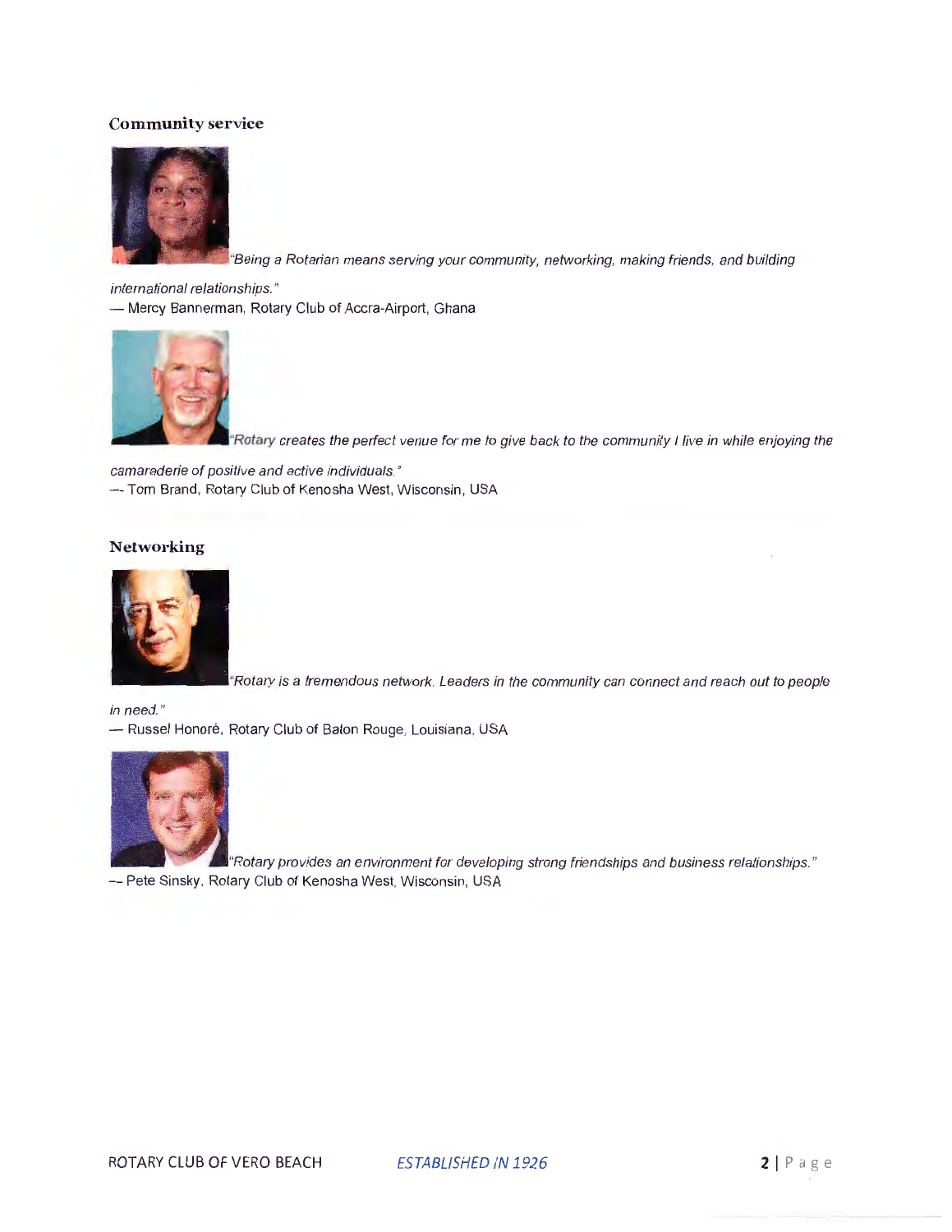### Community service

*"Being a Rotarian means serving your community, networking, making friends, and building international relationships."*
— Mercy Bannerman, Rotary Club of Accra-Airport, Ghana

*"Rotary creates the perfect venue for me to give back to the community I live in while enjoying the camaraderie of positive and active individuals."*
— Tom Brand, Rotary Club of Kenosha West, Wisconsin, USA

### Networking

*"Rotary is a tremendous network. Leaders in the community can connect and reach out to people in need."*
— Russel Honoré, Rotary Club of Baton Rouge, Louisiana, USA

*"Rotary provides an environment for developing strong friendships and business relationships."*
— Pete Sinsky, Rotary Club of Kenosha West, Wisconsin, USA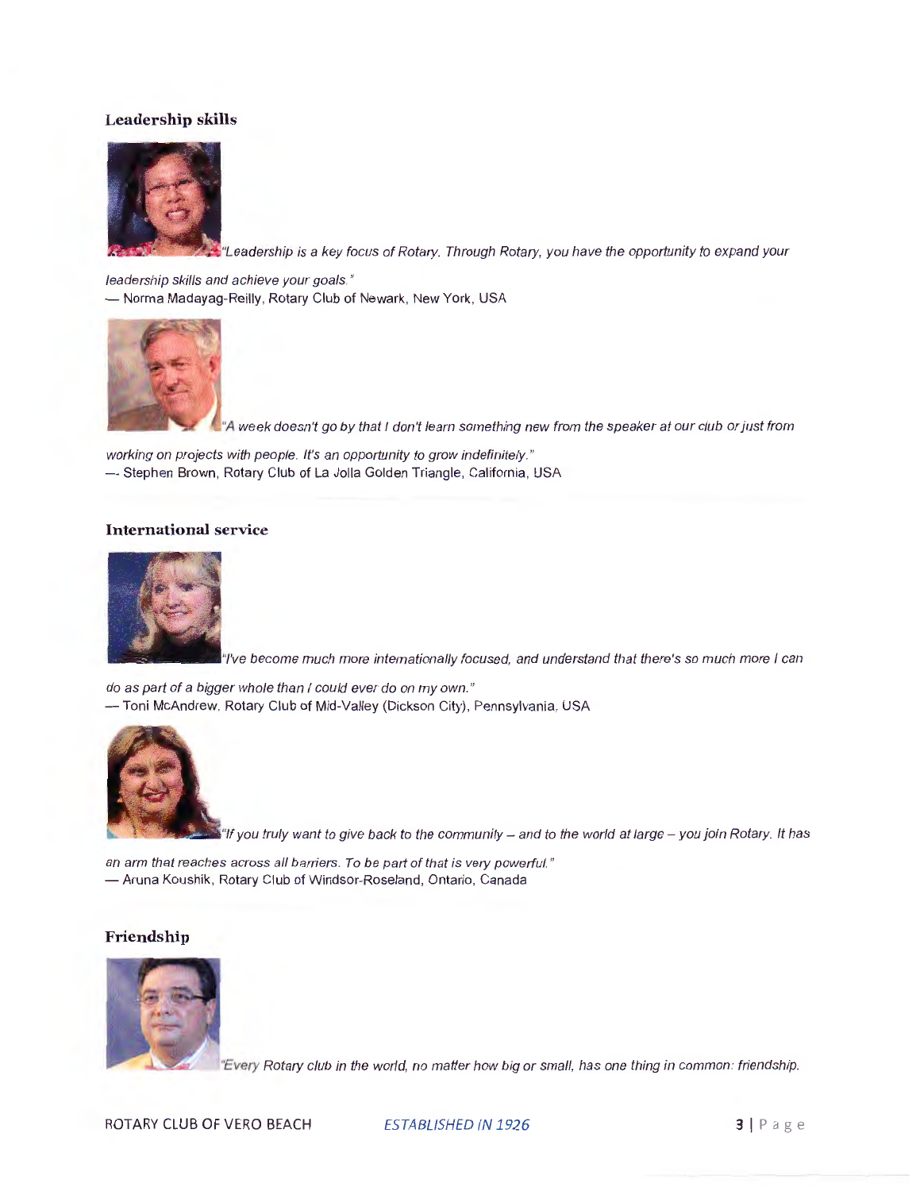### Leadership skills

*"Leadership is a key focus of Rotary. Through Rotary, you have the opportunity to expand your leadership skills and achieve your goals."*
— Norma Madayag-Reilly, Rotary Club of Newark, New York, USA

*"A week doesn't go by that I don't learn something new from the speaker at our club or just from working on projects with people. It's an opportunity to grow indefinitely."*
— Stephen Brown, Rotary Club of La Jolla Golden Triangle, California, USA

### International service

*"I've become much more internationally focused, and understand that there's so much more I can do as part of a bigger whole than I could ever do on my own."*
— Toni McAndrew, Rotary Club of Mid-Valley (Dickson City), Pennsylvania, USA

*"If you truly want to give back to the community – and to the world at large – you join Rotary. It has an arm that reaches across all barriers. To be part of that is very powerful."*
— Aruna Koushik, Rotary Club of Windsor-Roseland, Ontario, Canada

### Friendship

*"Every Rotary club in the world, no matter how big or small, has one thing in common: friendship.*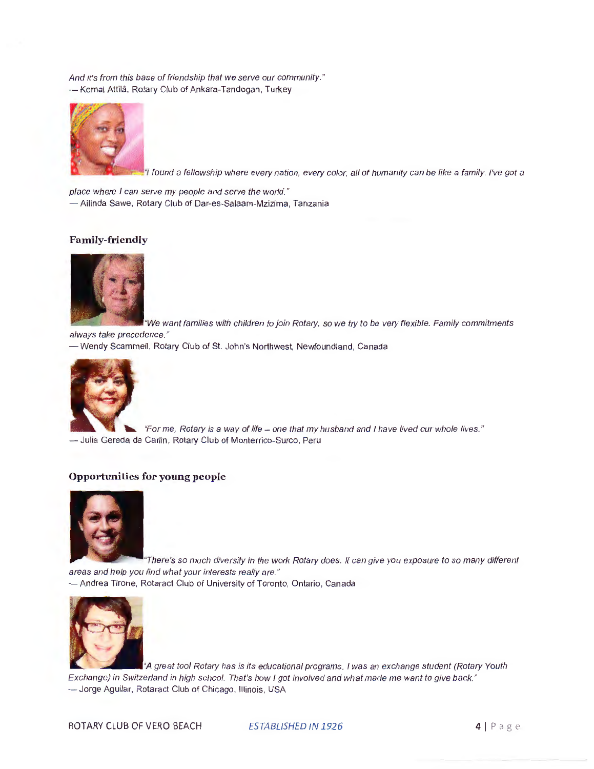*And it's from this base of friendship that we serve our community."*
— Kemal Attilâ, Rotary Club of Ankara-Tandogan, Turkey

*"I found a fellowship where every nation, every color, all of humanity can be like a family. I've got a place where I can serve my people and serve the world."*
— Ailinda Sawe, Rotary Club of Dar-es-Salaam-Mzizima, Tanzania

### Family-friendly

*"We want families with children to join Rotary, so we try to be very flexible. Family commitments always take precedence."*
— Wendy Scammell, Rotary Club of St. John's Northwest, Newfoundland, Canada

*"For me, Rotary is a way of life – one that my husband and I have lived our whole lives."*
— Julia Gereda de Carlin, Rotary Club of Monterrico-Surco, Peru

### Opportunities for young people

*"There's so much diversity in the work Rotary does. It can give you exposure to so many different areas and help you find what your interests really are."*
— Andrea Tirone, Rotaract Club of University of Toronto, Ontario, Canada

*"A great tool Rotary has is its educational programs. I was an exchange student (Rotary Youth Exchange) in Switzerland in high school. That's how I got involved and what made me want to give back."*
— Jorge Aguilar, Rotaract Club of Chicago, Illinois, USA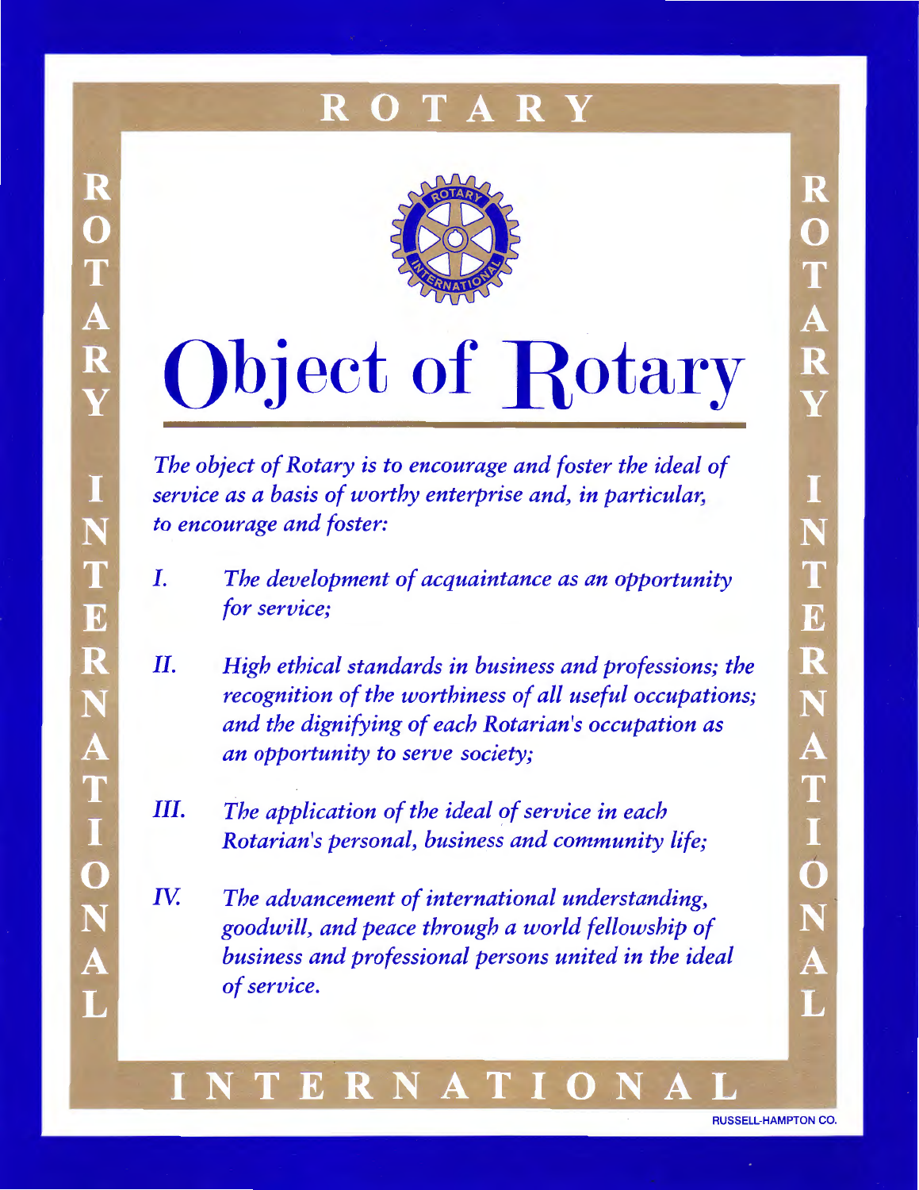# ROTARY

# Object of Rotary

*The object of Rotary is to encourage and foster the ideal of service as a basis of worthy enterprise and, in particular, to encourage and foster:*

*I. The development of acquaintance as an opportunity for service;*

*II. High ethical standards in business and professions; the recognition of the worthiness of all useful occupations; and the dignifying of each Rotarian's occupation as an opportunity to serve society;*

*III. The application of the ideal of service in each Rotarian's personal, business and community life;*

*IV. The advancement of international understanding, goodwill, and peace through a world fellowship of business and professional persons united in the ideal of service.*

INTERNATIONAL

RUSSELL-HAMPTON CO.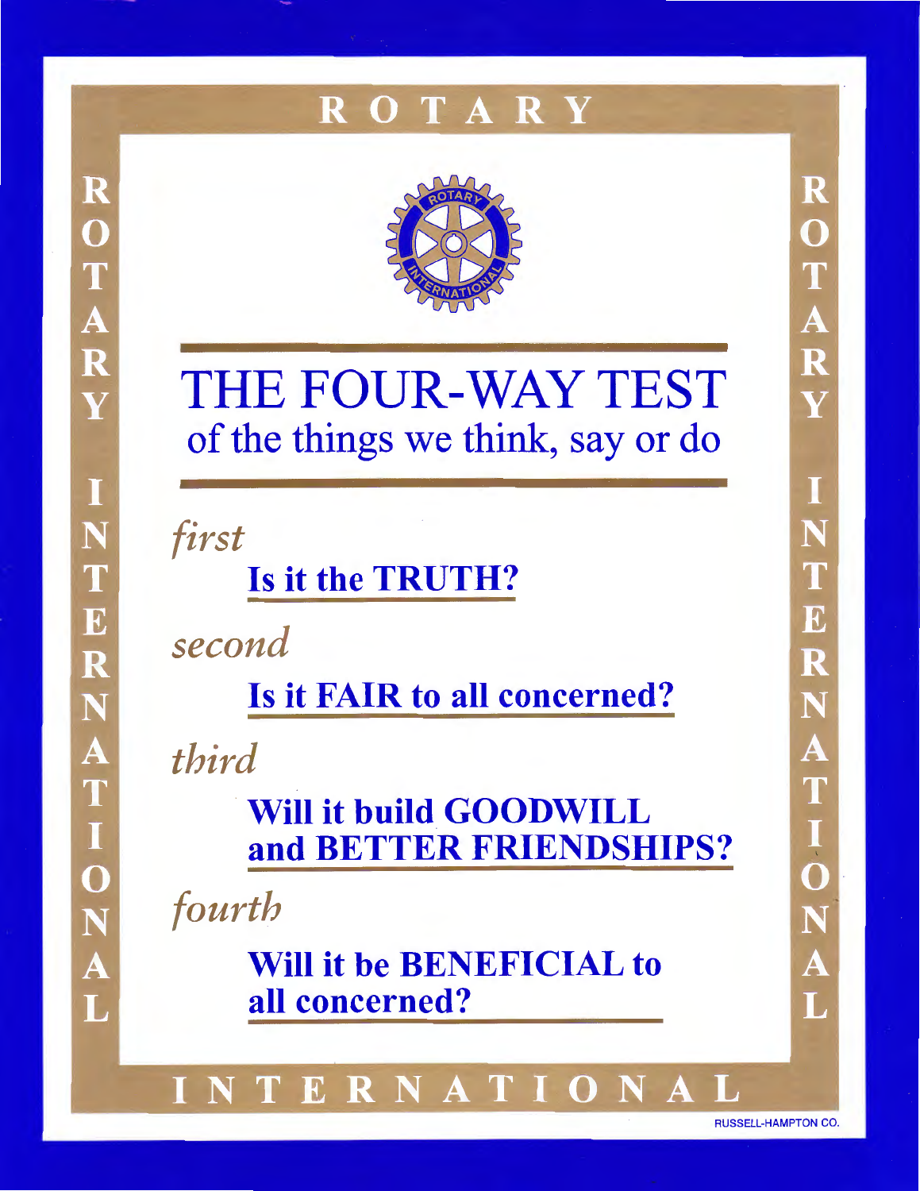ROTARY

# THE FOUR-WAY TEST

of the things we think, say or do

*first*

**Is it the TRUTH?**

*second*

**Is it FAIR to all concerned?**

*third*

**Will it build GOODWILL and BETTER FRIENDSHIPS?**

*fourth*

**Will it be BENEFICIAL to all concerned?**

INTERNATIONAL

RUSSELL-HAMPTON CO.